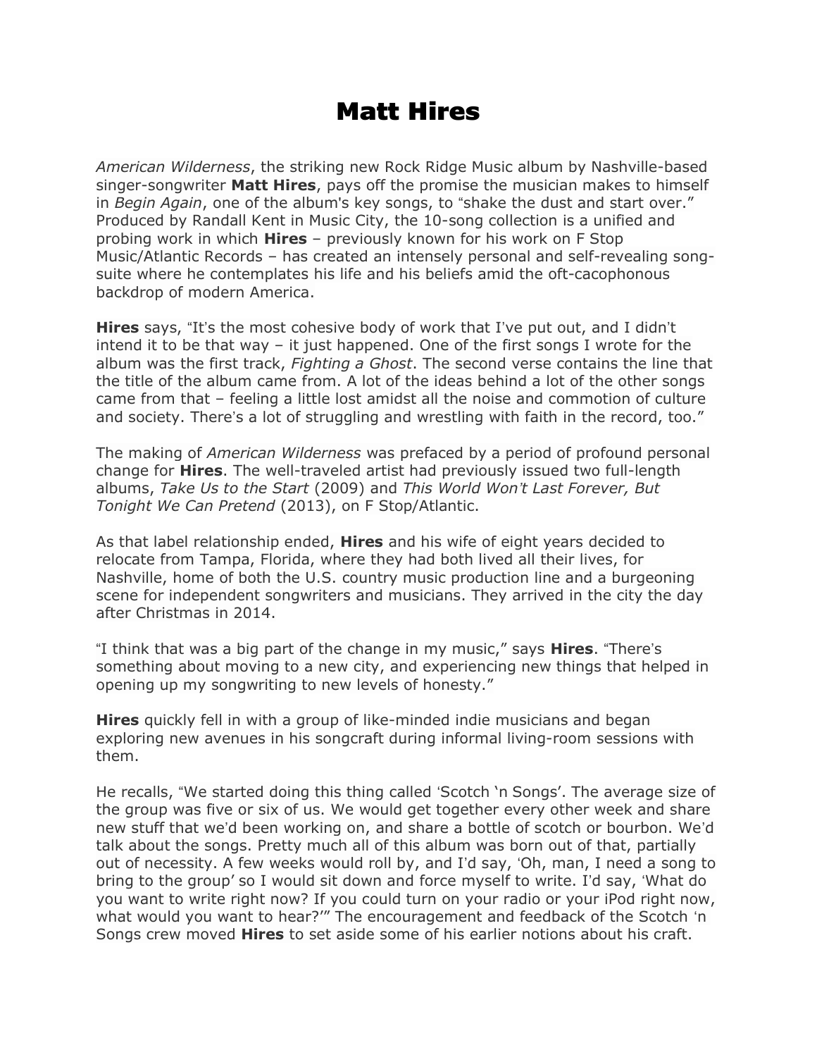# Matt Hires

*American Wilderness*, the striking new Rock Ridge Music album by Nashville-based singer-songwriter **Matt Hires**, pays off the promise the musician makes to himself in *Begin Again*, one of the album's key songs, to "shake the dust and start over." Produced by Randall Kent in Music City, the 10-song collection is a unified and probing work in which **Hires** – previously known for his work on F Stop Music/Atlantic Records – has created an intensely personal and self-revealing song-suite where he contemplates his life and his beliefs amid the oft-cacophonous backdrop of modern America.

**Hires** says, "It's the most cohesive body of work that I've put out, and I didn't intend it to be that way – it just happened. One of the first songs I wrote for the album was the first track, *Fighting a Ghost*. The second verse contains the line that the title of the album came from. A lot of the ideas behind a lot of the other songs came from that – feeling a little lost amidst all the noise and commotion of culture and society. There's a lot of struggling and wrestling with faith in the record, too."

The making of *American Wilderness* was prefaced by a period of profound personal change for **Hires**. The well-traveled artist had previously issued two full-length albums, *Take Us to the Start* (2009) and *This World Won't Last Forever, But Tonight We Can Pretend* (2013), on F Stop/Atlantic.

As that label relationship ended, **Hires** and his wife of eight years decided to relocate from Tampa, Florida, where they had both lived all their lives, for Nashville, home of both the U.S. country music production line and a burgeoning scene for independent songwriters and musicians. They arrived in the city the day after Christmas in 2014.

"I think that was a big part of the change in my music," says **Hires**. "There's something about moving to a new city, and experiencing new things that helped in opening up my songwriting to new levels of honesty."

**Hires** quickly fell in with a group of like-minded indie musicians and began exploring new avenues in his songcraft during informal living-room sessions with them.

He recalls, "We started doing this thing called 'Scotch 'n Songs'. The average size of the group was five or six of us. We would get together every other week and share new stuff that we'd been working on, and share a bottle of scotch or bourbon. We'd talk about the songs. Pretty much all of this album was born out of that, partially out of necessity. A few weeks would roll by, and I'd say, 'Oh, man, I need a song to bring to the group' so I would sit down and force myself to write. I'd say, 'What do you want to write right now? If you could turn on your radio or your iPod right now, what would you want to hear?'" The encouragement and feedback of the Scotch 'n Songs crew moved **Hires** to set aside some of his earlier notions about his craft.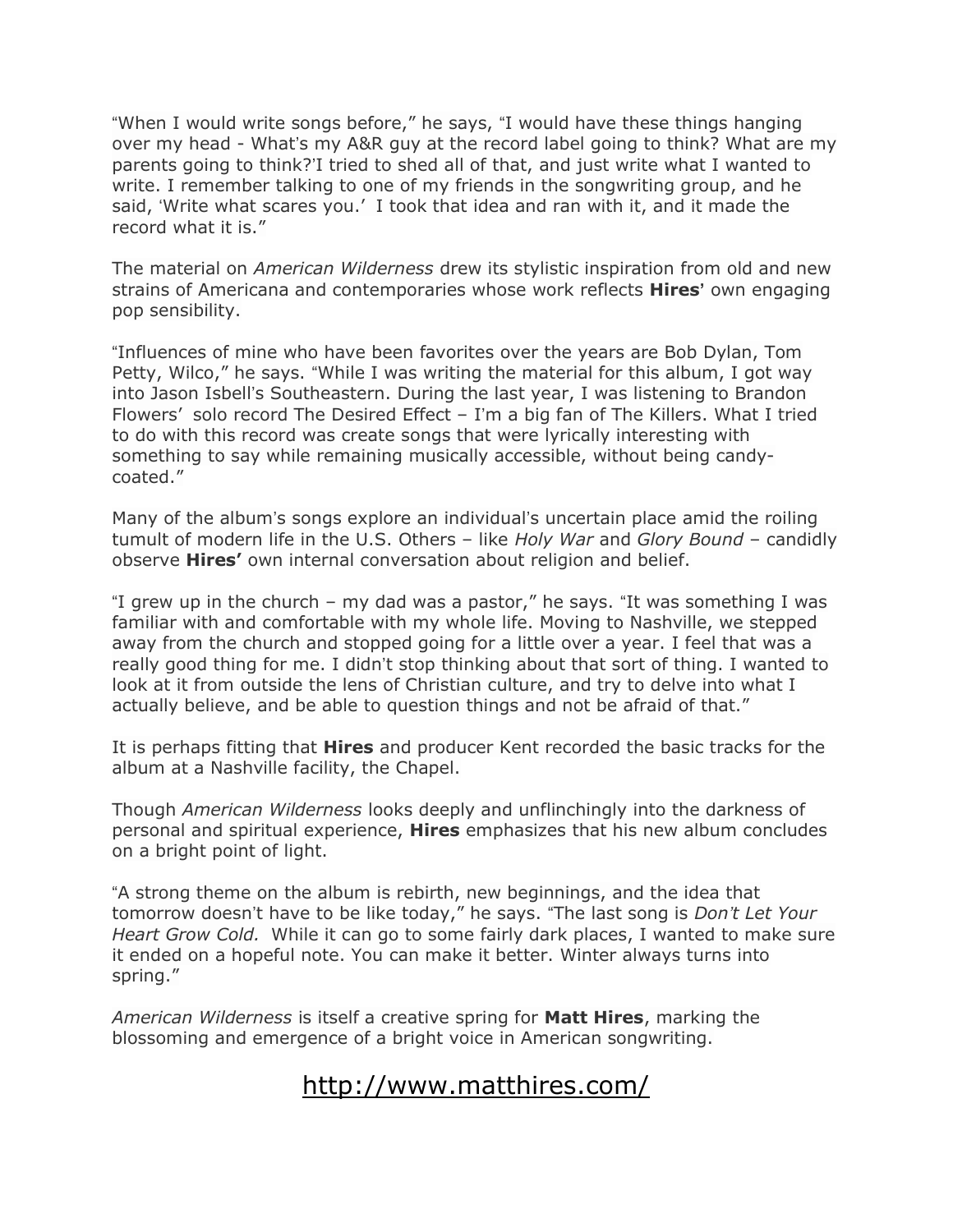"When I would write songs before," he says, "I would have these things hanging over my head - What's my A&R guy at the record label going to think? What are my parents going to think?'I tried to shed all of that, and just write what I wanted to write. I remember talking to one of my friends in the songwriting group, and he said, 'Write what scares you.' I took that idea and ran with it, and it made the record what it is."

The material on *American Wilderness* drew its stylistic inspiration from old and new strains of Americana and contemporaries whose work reflects **Hires'** own engaging pop sensibility.

"Influences of mine who have been favorites over the years are Bob Dylan, Tom Petty, Wilco," he says. "While I was writing the material for this album, I got way into Jason Isbell's Southeastern. During the last year, I was listening to Brandon Flowers' solo record The Desired Effect – I'm a big fan of The Killers. What I tried to do with this record was create songs that were lyrically interesting with something to say while remaining musically accessible, without being candy-coated."

Many of the album's songs explore an individual's uncertain place amid the roiling tumult of modern life in the U.S. Others – like *Holy War* and *Glory Bound* – candidly observe **Hires'** own internal conversation about religion and belief.

"I grew up in the church – my dad was a pastor," he says. "It was something I was familiar with and comfortable with my whole life. Moving to Nashville, we stepped away from the church and stopped going for a little over a year. I feel that was a really good thing for me. I didn't stop thinking about that sort of thing. I wanted to look at it from outside the lens of Christian culture, and try to delve into what I actually believe, and be able to question things and not be afraid of that."

It is perhaps fitting that **Hires** and producer Kent recorded the basic tracks for the album at a Nashville facility, the Chapel.

Though *American Wilderness* looks deeply and unflinchingly into the darkness of personal and spiritual experience, **Hires** emphasizes that his new album concludes on a bright point of light.

"A strong theme on the album is rebirth, new beginnings, and the idea that tomorrow doesn't have to be like today," he says. "The last song is *Don't Let Your Heart Grow Cold.* While it can go to some fairly dark places, I wanted to make sure it ended on a hopeful note. You can make it better. Winter always turns into spring."

*American Wilderness* is itself a creative spring for **Matt Hires**, marking the blossoming and emergence of a bright voice in American songwriting.

http://www.matthires.com/